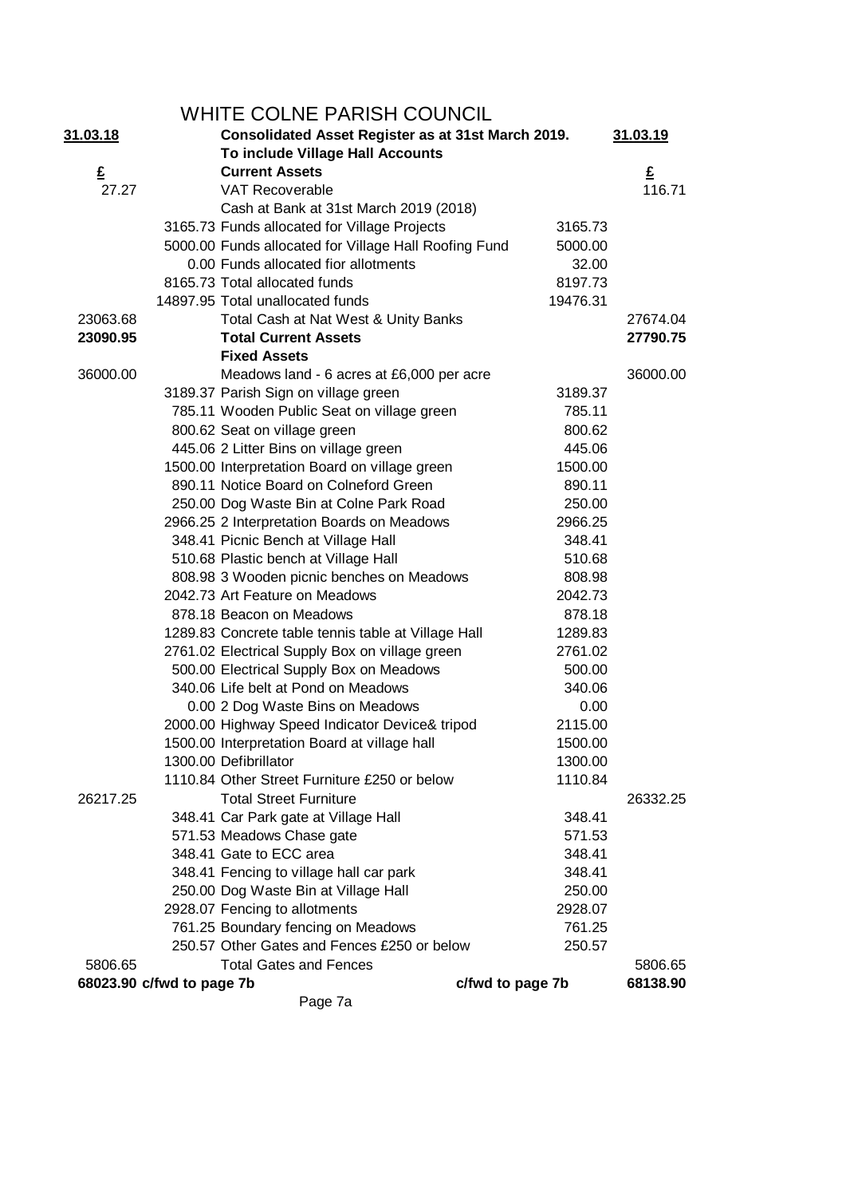# WHITE COLNE PARISH COUNCIL

| 31.03.18 | | Consolidated Asset Register as at 31st March 2019. | | 31.03.19 |
|---|---|---|---|---|
| | | **To include Village Hall Accounts** | | |
| **£** | | **Current Assets** | | **£** |
| 27.27 | | VAT Recoverable | | 116.71 |
| | | Cash at Bank at 31st March 2019 (2018) | | |
| | 3165.73 | Funds allocated for Village Projects | 3165.73 | |
| | 5000.00 | Funds allocated for Village Hall Roofing Fund | 5000.00 | |
| | 0.00 | Funds allocated fior allotments | 32.00 | |
| | 8165.73 | Total allocated funds | 8197.73 | |
| | 14897.95 | Total unallocated funds | 19476.31 | |
| 23063.68 | | Total Cash at Nat West & Unity Banks | | 27674.04 |
| **23090.95** | | **Total Current Assets** | | **27790.75** |
| | | **Fixed Assets** | | |
| 36000.00 | | Meadows land - 6 acres at £6,000 per acre | | 36000.00 |
| | 3189.37 | Parish Sign on village green | 3189.37 | |
| | 785.11 | Wooden Public Seat on village green | 785.11 | |
| | 800.62 | Seat on village green | 800.62 | |
| | 445.06 | 2 Litter Bins on village green | 445.06 | |
| | 1500.00 | Interpretation Board on village green | 1500.00 | |
| | 890.11 | Notice Board on Colneford Green | 890.11 | |
| | 250.00 | Dog Waste Bin at Colne Park Road | 250.00 | |
| | 2966.25 | 2 Interpretation Boards on Meadows | 2966.25 | |
| | 348.41 | Picnic Bench at Village Hall | 348.41 | |
| | 510.68 | Plastic bench at Village Hall | 510.68 | |
| | 808.98 | 3 Wooden picnic benches on Meadows | 808.98 | |
| | 2042.73 | Art Feature on Meadows | 2042.73 | |
| | 878.18 | Beacon on Meadows | 878.18 | |
| | 1289.83 | Concrete table tennis table at Village Hall | 1289.83 | |
| | 2761.02 | Electrical Supply Box on village green | 2761.02 | |
| | 500.00 | Electrical Supply Box on Meadows | 500.00 | |
| | 340.06 | Life belt at Pond on Meadows | 340.06 | |
| | 0.00 | 2 Dog Waste Bins on Meadows | 0.00 | |
| | 2000.00 | Highway Speed Indicator Device& tripod | 2115.00 | |
| | 1500.00 | Interpretation Board at village hall | 1500.00 | |
| | 1300.00 | Defibrillator | 1300.00 | |
| | 1110.84 | Other Street Furniture £250 or below | 1110.84 | |
| 26217.25 | | Total Street Furniture | | 26332.25 |
| | 348.41 | Car Park gate at Village Hall | 348.41 | |
| | 571.53 | Meadows Chase gate | 571.53 | |
| | 348.41 | Gate to ECC area | 348.41 | |
| | 348.41 | Fencing to village hall car park | 348.41 | |
| | 250.00 | Dog Waste Bin at Village Hall | 250.00 | |
| | 2928.07 | Fencing to allotments | 2928.07 | |
| | 761.25 | Boundary fencing on Meadows | 761.25 | |
| | 250.57 | Other Gates and Fences £250 or below | 250.57 | |
| 5806.65 | | Total Gates and Fences | | 5806.65 |
| **68023.90** | **c/fwd to page 7b** | | **c/fwd to page 7b** | **68138.90** |

Page 7a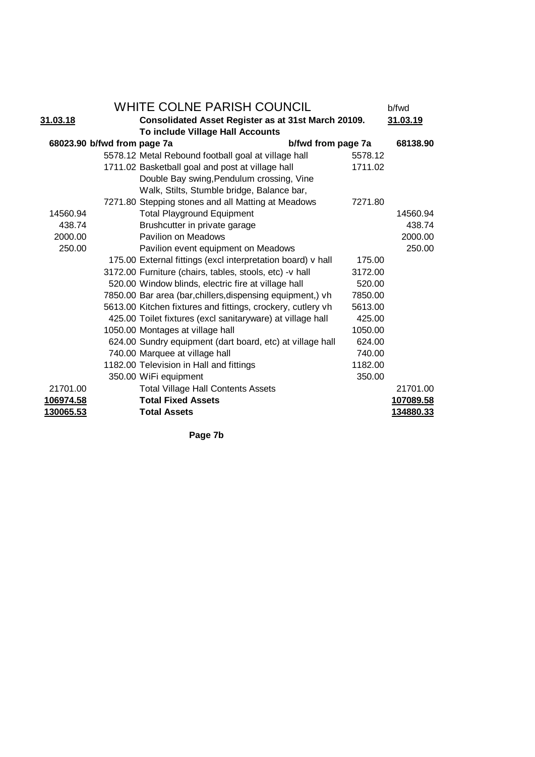# WHITE COLNE PARISH COUNCIL

**Consolidated Asset Register as at 31st March 20109.**
**To include Village Hall Accounts**

| **31.03.18** | | | | b/fwd **31.03.19** |
|---|---|---|---|---|
| **68023.90** | **b/fwd from page 7a** | **b/fwd from page 7a** | | **68138.90** |
| | 5578.12 | Metal Rebound football goal at village hall | 5578.12 | |
| | 1711.02 | Basketball goal and post at village hall | 1711.02 | |
| | 7271.80 | Double Bay swing,Pendulum crossing, Vine Walk, Stilts, Stumble bridge, Balance bar, Stepping stones and all Matting at Meadows | 7271.80 | |
| 14560.94 | | Total Playground Equipment | | 14560.94 |
| 438.74 | | Brushcutter in private garage | | 438.74 |
| 2000.00 | | Pavilion on Meadows | | 2000.00 |
| 250.00 | | Pavilion event equipment on Meadows | | 250.00 |
| | 175.00 | External fittings (excl interpretation board) v hall | 175.00 | |
| | 3172.00 | Furniture (chairs, tables, stools, etc) -v hall | 3172.00 | |
| | 520.00 | Window blinds, electric fire at village hall | 520.00 | |
| | 7850.00 | Bar area (bar,chillers,dispensing equipment,) vh | 7850.00 | |
| | 5613.00 | Kitchen fixtures and fittings, crockery, cutlery vh | 5613.00 | |
| | 425.00 | Toilet fixtures (excl sanitaryware) at village hall | 425.00 | |
| | 1050.00 | Montages at village hall | 1050.00 | |
| | 624.00 | Sundry equipment (dart board, etc) at village hall | 624.00 | |
| | 740.00 | Marquee at village hall | 740.00 | |
| | 1182.00 | Television in Hall and fittings | 1182.00 | |
| | 350.00 | WiFi equipment | 350.00 | |
| 21701.00 | | Total Village Hall Contents Assets | | 21701.00 |
| **106974.58** | | **Total Fixed Assets** | | **107089.58** |
| **130065.53** | | **Total Assets** | | **134880.33** |

**Page 7b**